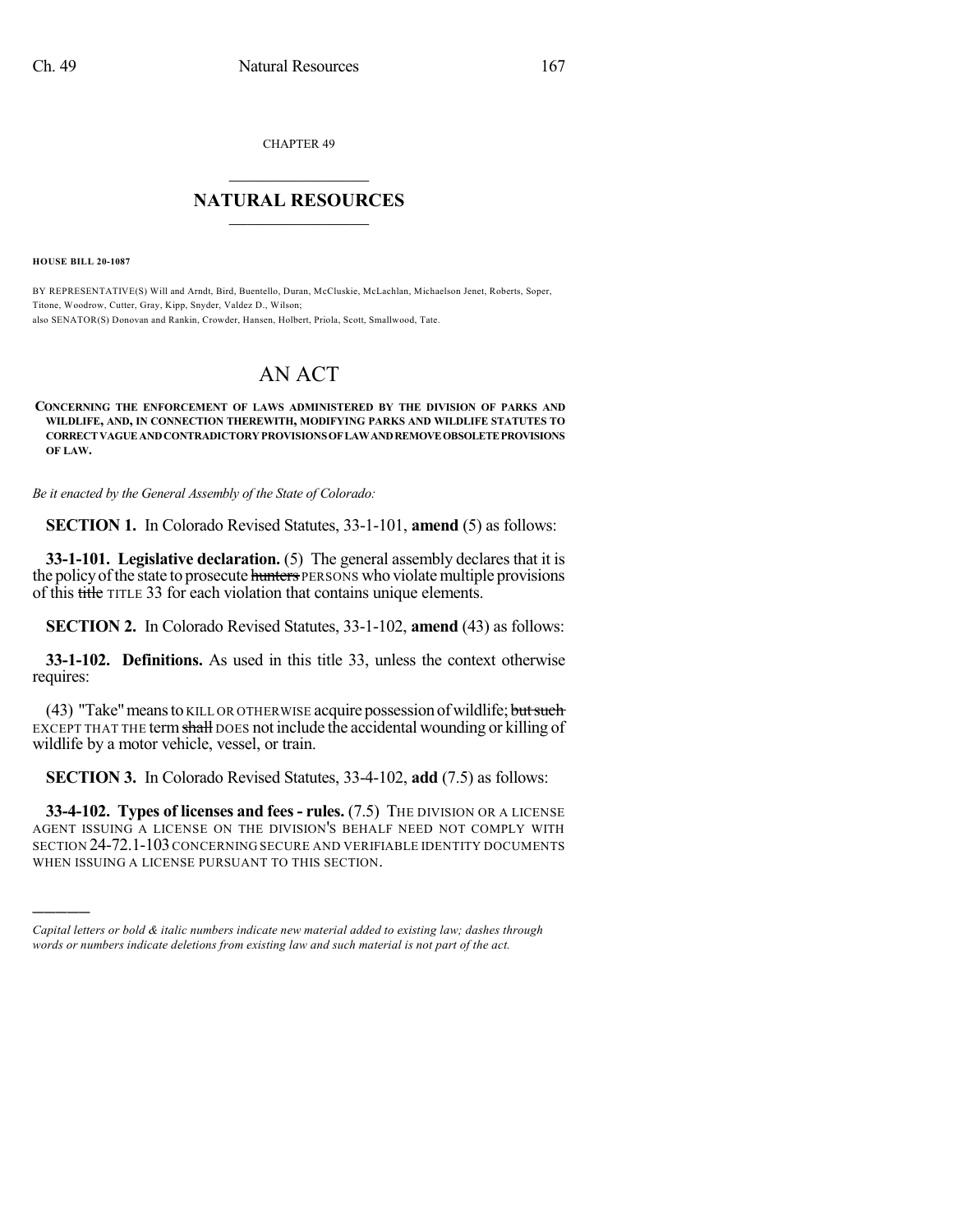CHAPTER 49

# NATURAL RESOURCES

**HOUSE BILL 20-1087**

BY REPRESENTATIVE(S) Will and Arndt, Bird, Buentello, Duran, McCluskie, McLachlan, Michaelson Jenet, Roberts, Soper, Titone, Woodrow, Cutter, Gray, Kipp, Snyder, Valdez D., Wilson;
also SENATOR(S) Donovan and Rankin, Crowder, Hansen, Holbert, Priola, Scott, Smallwood, Tate.

# AN ACT

**CONCERNING THE ENFORCEMENT OF LAWS ADMINISTERED BY THE DIVISION OF PARKS AND WILDLIFE, AND, IN CONNECTION THEREWITH, MODIFYING PARKS AND WILDLIFE STATUTES TO CORRECT VAGUE AND CONTRADICTORY PROVISIONS OF LAW AND REMOVE OBSOLETE PROVISIONS OF LAW.**

*Be it enacted by the General Assembly of the State of Colorado:*

**SECTION 1.** In Colorado Revised Statutes, 33-1-101, **amend** (5) as follows:

**33-1-101. Legislative declaration.** (5) The general assembly declares that it is the policy of the state to prosecute ~~hunters~~ PERSONS who violate multiple provisions of this ~~title~~ TITLE 33 for each violation that contains unique elements.

**SECTION 2.** In Colorado Revised Statutes, 33-1-102, **amend** (43) as follows:

**33-1-102. Definitions.** As used in this title 33, unless the context otherwise requires:

(43) "Take" means to KILL OR OTHERWISE acquire possession of wildlife; ~~but such~~ EXCEPT THAT THE term ~~shall~~ DOES not include the accidental wounding or killing of wildlife by a motor vehicle, vessel, or train.

**SECTION 3.** In Colorado Revised Statutes, 33-4-102, **add** (7.5) as follows:

**33-4-102. Types of licenses and fees - rules.** (7.5) THE DIVISION OR A LICENSE AGENT ISSUING A LICENSE ON THE DIVISION'S BEHALF NEED NOT COMPLY WITH SECTION 24-72.1-103 CONCERNING SECURE AND VERIFIABLE IDENTITY DOCUMENTS WHEN ISSUING A LICENSE PURSUANT TO THIS SECTION.

---

*Capital letters or bold & italic numbers indicate new material added to existing law; dashes through words or numbers indicate deletions from existing law and such material is not part of the act.*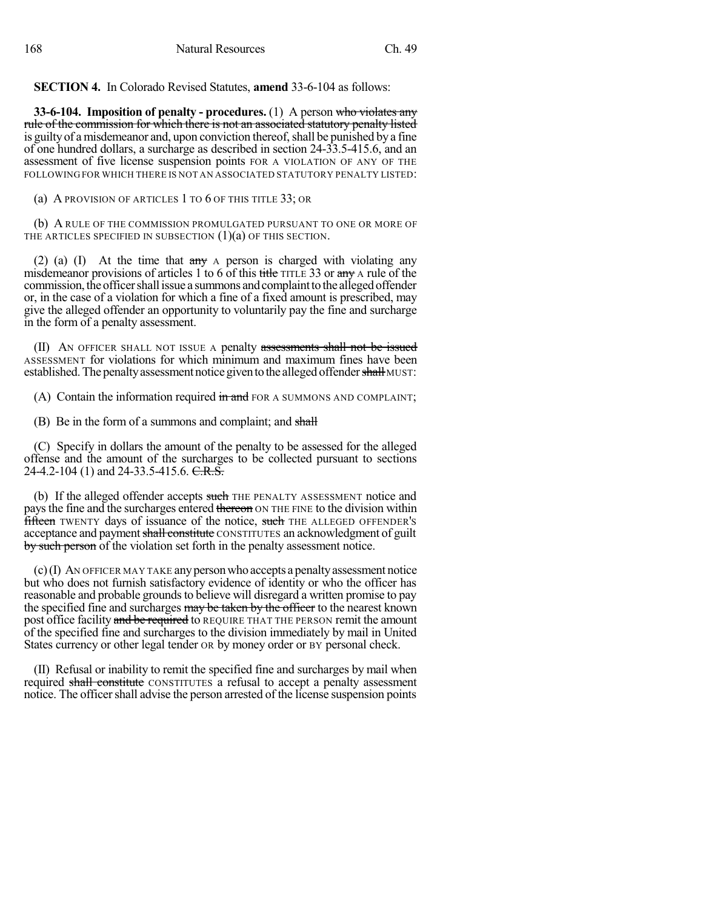**SECTION 4.** In Colorado Revised Statutes, **amend** 33-6-104 as follows:

**33-6-104. Imposition of penalty - procedures.** (1) A person ~~who violates any rule of the commission for which there is not an associated statutory penalty listed~~ is guilty of a misdemeanor and, upon conviction thereof, shall be punished by a fine of one hundred dollars, a surcharge as described in section 24-33.5-415.6, and an assessment of five license suspension points FOR A VIOLATION OF ANY OF THE FOLLOWING FOR WHICH THERE IS NOT AN ASSOCIATED STATUTORY PENALTY LISTED:

(a) A PROVISION OF ARTICLES 1 TO 6 OF THIS TITLE 33; OR

(b) A RULE OF THE COMMISSION PROMULGATED PURSUANT TO ONE OR MORE OF THE ARTICLES SPECIFIED IN SUBSECTION (1)(a) OF THIS SECTION.

(2) (a) (I) At the time that ~~any~~ A person is charged with violating any misdemeanor provisions of articles 1 to 6 of this ~~title~~ TITLE 33 or ~~any~~ A rule of the commission, the officer shall issue a summons and complaint to the alleged offender or, in the case of a violation for which a fine of a fixed amount is prescribed, may give the alleged offender an opportunity to voluntarily pay the fine and surcharge in the form of a penalty assessment.

(II) AN OFFICER SHALL NOT ISSUE A penalty ~~assessments shall not be issued~~ ASSESSMENT for violations for which minimum and maximum fines have been established. The penalty assessment notice given to the alleged offender ~~shall~~ MUST:

(A) Contain the information required ~~in and~~ FOR A SUMMONS AND COMPLAINT;

(B) Be in the form of a summons and complaint; and ~~shall~~

(C) Specify in dollars the amount of the penalty to be assessed for the alleged offense and the amount of the surcharges to be collected pursuant to sections 24-4.2-104 (1) and 24-33.5-415.6. ~~C.R.S.~~

(b) If the alleged offender accepts ~~such~~ THE PENALTY ASSESSMENT notice and pays the fine and the surcharges entered ~~thereon~~ ON THE FINE to the division within ~~fifteen~~ TWENTY days of issuance of the notice, ~~such~~ THE ALLEGED OFFENDER'S acceptance and payment ~~shall constitute~~ CONSTITUTES an acknowledgment of guilt ~~by such person~~ of the violation set forth in the penalty assessment notice.

(c) (I) AN OFFICER MAY TAKE any person who accepts a penalty assessment notice but who does not furnish satisfactory evidence of identity or who the officer has reasonable and probable grounds to believe will disregard a written promise to pay the specified fine and surcharges ~~may be taken by the officer~~ to the nearest known post office facility ~~and be required~~ to REQUIRE THAT THE PERSON remit the amount of the specified fine and surcharges to the division immediately by mail in United States currency or other legal tender OR by money order or BY personal check.

(II) Refusal or inability to remit the specified fine and surcharges by mail when required ~~shall constitute~~ CONSTITUTES a refusal to accept a penalty assessment notice. The officer shall advise the person arrested of the license suspension points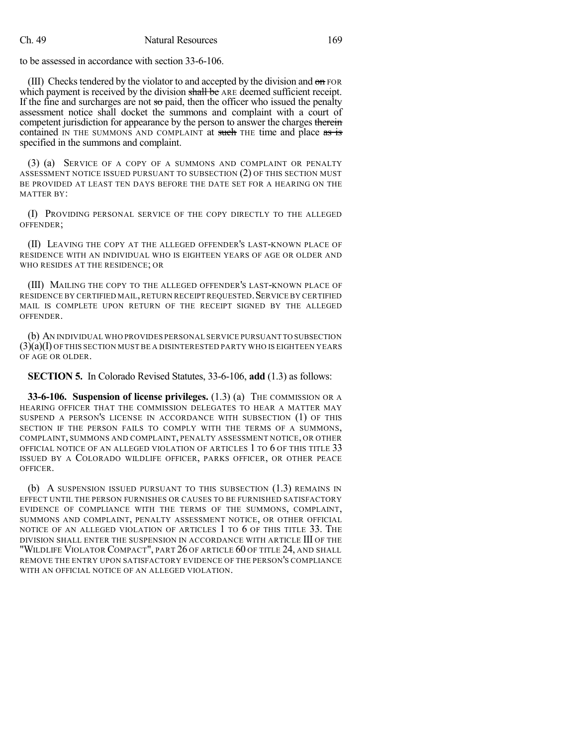to be assessed in accordance with section 33-6-106.

(III) Checks tendered by the violator to and accepted by the division and ~~on~~ FOR which payment is received by the division ~~shall be~~ ARE deemed sufficient receipt. If the fine and surcharges are not ~~so~~ paid, then the officer who issued the penalty assessment notice shall docket the summons and complaint with a court of competent jurisdiction for appearance by the person to answer the charges ~~therein~~ contained IN THE SUMMONS AND COMPLAINT at ~~such~~ THE time and place ~~as is~~ specified in the summons and complaint.

(3) (a) SERVICE OF A COPY OF A SUMMONS AND COMPLAINT OR PENALTY ASSESSMENT NOTICE ISSUED PURSUANT TO SUBSECTION (2) OF THIS SECTION MUST BE PROVIDED AT LEAST TEN DAYS BEFORE THE DATE SET FOR A HEARING ON THE MATTER BY:

(I) PROVIDING PERSONAL SERVICE OF THE COPY DIRECTLY TO THE ALLEGED OFFENDER;

(II) LEAVING THE COPY AT THE ALLEGED OFFENDER'S LAST-KNOWN PLACE OF RESIDENCE WITH AN INDIVIDUAL WHO IS EIGHTEEN YEARS OF AGE OR OLDER AND WHO RESIDES AT THE RESIDENCE; OR

(III) MAILING THE COPY TO THE ALLEGED OFFENDER'S LAST-KNOWN PLACE OF RESIDENCE BY CERTIFIED MAIL, RETURN RECEIPT REQUESTED. SERVICE BY CERTIFIED MAIL IS COMPLETE UPON RETURN OF THE RECEIPT SIGNED BY THE ALLEGED OFFENDER.

(b) AN INDIVIDUAL WHO PROVIDES PERSONAL SERVICE PURSUANT TO SUBSECTION (3)(a)(I) OF THIS SECTION MUST BE A DISINTERESTED PARTY WHO IS EIGHTEEN YEARS OF AGE OR OLDER.

**SECTION 5.** In Colorado Revised Statutes, 33-6-106, **add** (1.3) as follows:

**33-6-106. Suspension of license privileges.** (1.3) (a) THE COMMISSION OR A HEARING OFFICER THAT THE COMMISSION DELEGATES TO HEAR A MATTER MAY SUSPEND A PERSON'S LICENSE IN ACCORDANCE WITH SUBSECTION (1) OF THIS SECTION IF THE PERSON FAILS TO COMPLY WITH THE TERMS OF A SUMMONS, COMPLAINT, SUMMONS AND COMPLAINT, PENALTY ASSESSMENT NOTICE, OR OTHER OFFICIAL NOTICE OF AN ALLEGED VIOLATION OF ARTICLES 1 TO 6 OF THIS TITLE 33 ISSUED BY A COLORADO WILDLIFE OFFICER, PARKS OFFICER, OR OTHER PEACE OFFICER.

(b) A SUSPENSION ISSUED PURSUANT TO THIS SUBSECTION (1.3) REMAINS IN EFFECT UNTIL THE PERSON FURNISHES OR CAUSES TO BE FURNISHED SATISFACTORY EVIDENCE OF COMPLIANCE WITH THE TERMS OF THE SUMMONS, COMPLAINT, SUMMONS AND COMPLAINT, PENALTY ASSESSMENT NOTICE, OR OTHER OFFICIAL NOTICE OF AN ALLEGED VIOLATION OF ARTICLES 1 TO 6 OF THIS TITLE 33. THE DIVISION SHALL ENTER THE SUSPENSION IN ACCORDANCE WITH ARTICLE III OF THE "WILDLIFE VIOLATOR COMPACT", PART 26 OF ARTICLE 60 OF TITLE 24, AND SHALL REMOVE THE ENTRY UPON SATISFACTORY EVIDENCE OF THE PERSON'S COMPLIANCE WITH AN OFFICIAL NOTICE OF AN ALLEGED VIOLATION.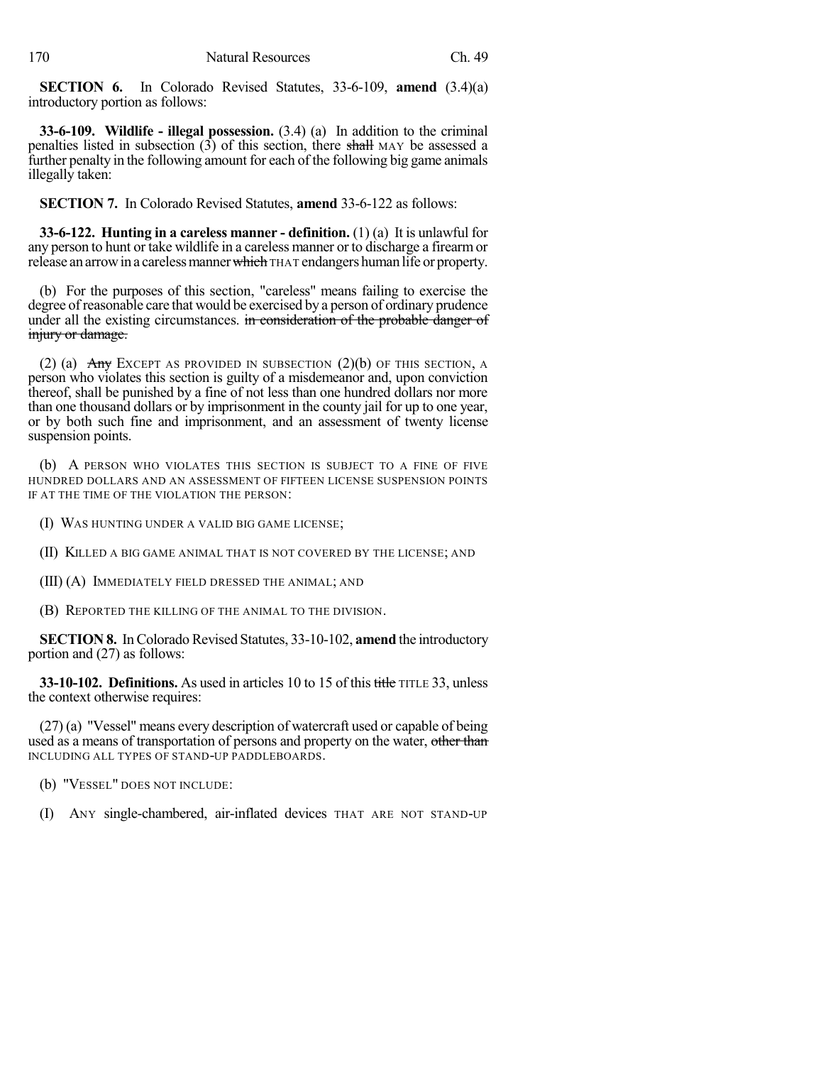**SECTION 6.** In Colorado Revised Statutes, 33-6-109, **amend** (3.4)(a) introductory portion as follows:

**33-6-109. Wildlife - illegal possession.** (3.4) (a) In addition to the criminal penalties listed in subsection (3) of this section, there ~~shall~~ MAY be assessed a further penalty in the following amount for each of the following big game animals illegally taken:

**SECTION 7.** In Colorado Revised Statutes, **amend** 33-6-122 as follows:

**33-6-122. Hunting in a careless manner - definition.** (1) (a) It is unlawful for any person to hunt or take wildlife in a careless manner or to discharge a firearm or release an arrow in a careless manner ~~which~~ THAT endangers human life or property.

(b) For the purposes of this section, "careless" means failing to exercise the degree of reasonable care that would be exercised by a person of ordinary prudence under all the existing circumstances. ~~in consideration of the probable danger of injury or damage.~~

(2) (a) ~~Any~~ EXCEPT AS PROVIDED IN SUBSECTION (2)(b) OF THIS SECTION, A person who violates this section is guilty of a misdemeanor and, upon conviction thereof, shall be punished by a fine of not less than one hundred dollars nor more than one thousand dollars or by imprisonment in the county jail for up to one year, or by both such fine and imprisonment, and an assessment of twenty license suspension points.

(b) A PERSON WHO VIOLATES THIS SECTION IS SUBJECT TO A FINE OF FIVE HUNDRED DOLLARS AND AN ASSESSMENT OF FIFTEEN LICENSE SUSPENSION POINTS IF AT THE TIME OF THE VIOLATION THE PERSON:

(I) WAS HUNTING UNDER A VALID BIG GAME LICENSE;

(II) KILLED A BIG GAME ANIMAL THAT IS NOT COVERED BY THE LICENSE; AND

(III) (A) IMMEDIATELY FIELD DRESSED THE ANIMAL; AND

(B) REPORTED THE KILLING OF THE ANIMAL TO THE DIVISION.

**SECTION 8.** In Colorado Revised Statutes, 33-10-102, **amend** the introductory portion and (27) as follows:

**33-10-102. Definitions.** As used in articles 10 to 15 of this ~~title~~ TITLE 33, unless the context otherwise requires:

(27) (a) "Vessel" means every description of watercraft used or capable of being used as a means of transportation of persons and property on the water, ~~other than~~ INCLUDING ALL TYPES OF STAND-UP PADDLEBOARDS.

(b) "VESSEL" DOES NOT INCLUDE:

(I) ANY single-chambered, air-inflated devices THAT ARE NOT STAND-UP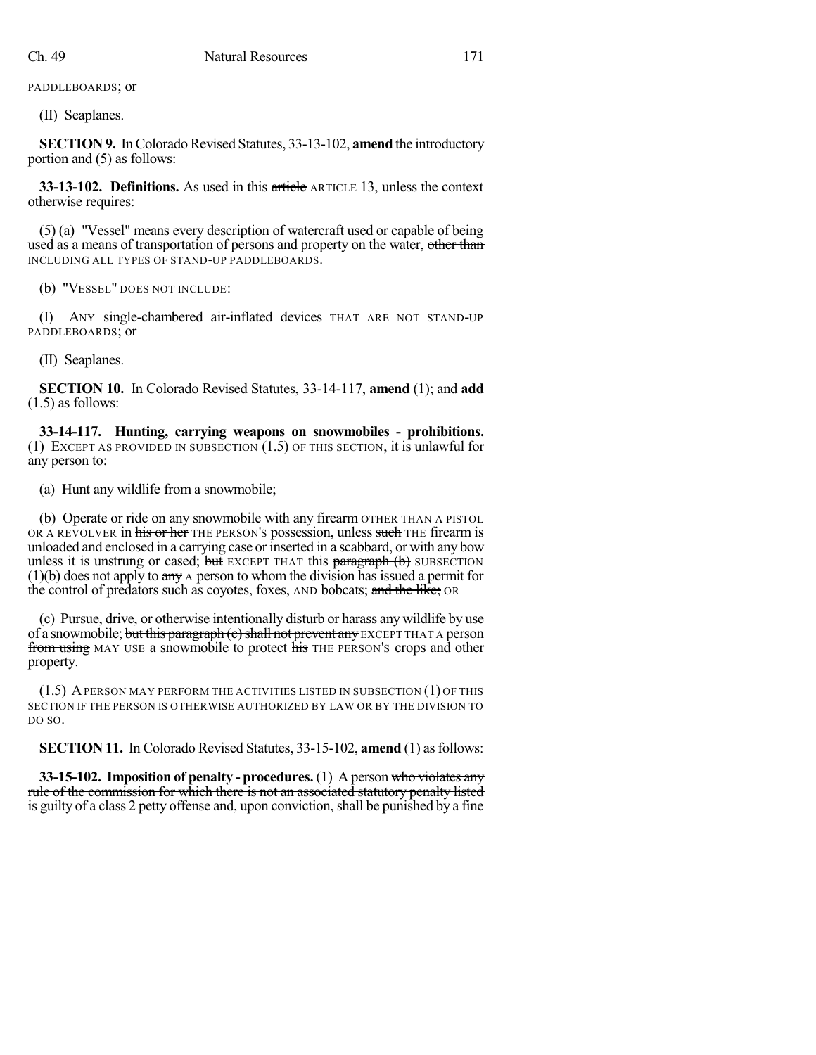PADDLEBOARDS; or

(II) Seaplanes.

**SECTION 9.** In Colorado Revised Statutes, 33-13-102, **amend** the introductory portion and (5) as follows:

**33-13-102. Definitions.** As used in this ~~article~~ ARTICLE 13, unless the context otherwise requires:

(5) (a) "Vessel" means every description of watercraft used or capable of being used as a means of transportation of persons and property on the water, ~~other than~~ INCLUDING ALL TYPES OF STAND-UP PADDLEBOARDS.

(b) "VESSEL" DOES NOT INCLUDE:

(I) ANY single-chambered air-inflated devices THAT ARE NOT STAND-UP PADDLEBOARDS; or

(II) Seaplanes.

**SECTION 10.** In Colorado Revised Statutes, 33-14-117, **amend** (1); and **add** (1.5) as follows:

**33-14-117. Hunting, carrying weapons on snowmobiles - prohibitions.** (1) EXCEPT AS PROVIDED IN SUBSECTION (1.5) OF THIS SECTION, it is unlawful for any person to:

(a) Hunt any wildlife from a snowmobile;

(b) Operate or ride on any snowmobile with any firearm OTHER THAN A PISTOL OR A REVOLVER in ~~his or her~~ THE PERSON'S possession, unless ~~such~~ THE firearm is unloaded and enclosed in a carrying case or inserted in a scabbard, or with any bow unless it is unstrung or cased; ~~but~~ EXCEPT THAT this ~~paragraph (b)~~ SUBSECTION (1)(b) does not apply to ~~any~~ A person to whom the division has issued a permit for the control of predators such as coyotes, foxes, AND bobcats; ~~and the like;~~ OR

(c) Pursue, drive, or otherwise intentionally disturb or harass any wildlife by use of a snowmobile; ~~but this paragraph (c) shall not prevent any~~ EXCEPT THAT A person ~~from using~~ MAY USE a snowmobile to protect ~~his~~ THE PERSON'S crops and other property.

(1.5) A PERSON MAY PERFORM THE ACTIVITIES LISTED IN SUBSECTION (1) OF THIS SECTION IF THE PERSON IS OTHERWISE AUTHORIZED BY LAW OR BY THE DIVISION TO DO SO.

**SECTION 11.** In Colorado Revised Statutes, 33-15-102, **amend** (1) as follows:

**33-15-102. Imposition of penalty - procedures.** (1) A person ~~who violates any rule of the commission for which there is not an associated statutory penalty listed~~ is guilty of a class 2 petty offense and, upon conviction, shall be punished by a fine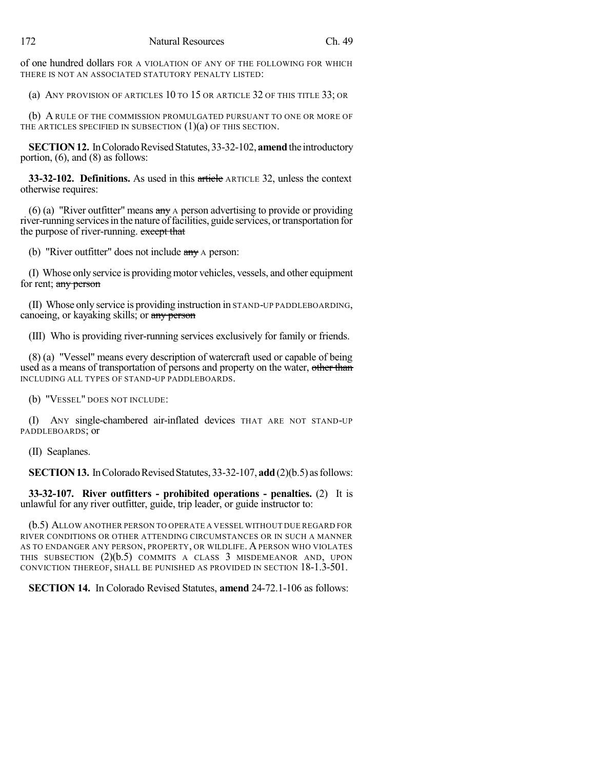of one hundred dollars FOR A VIOLATION OF ANY OF THE FOLLOWING FOR WHICH THERE IS NOT AN ASSOCIATED STATUTORY PENALTY LISTED:

(a) ANY PROVISION OF ARTICLES 10 TO 15 OR ARTICLE 32 OF THIS TITLE 33; OR

(b) A RULE OF THE COMMISSION PROMULGATED PURSUANT TO ONE OR MORE OF THE ARTICLES SPECIFIED IN SUBSECTION (1)(a) OF THIS SECTION.

**SECTION 12.** In Colorado Revised Statutes, 33-32-102, **amend** the introductory portion, (6), and (8) as follows:

**33-32-102. Definitions.** As used in this ~~article~~ ARTICLE 32, unless the context otherwise requires:

(6) (a) "River outfitter" means ~~any~~ A person advertising to provide or providing river-running services in the nature of facilities, guide services, or transportation for the purpose of river-running. ~~except that~~

(b) "River outfitter" does not include ~~any~~ A person:

(I) Whose only service is providing motor vehicles, vessels, and other equipment for rent; ~~any person~~

(II) Whose only service is providing instruction in STAND-UP PADDLEBOARDING, canoeing, or kayaking skills; or ~~any person~~

(III) Who is providing river-running services exclusively for family or friends.

(8) (a) "Vessel" means every description of watercraft used or capable of being used as a means of transportation of persons and property on the water, ~~other than~~ INCLUDING ALL TYPES OF STAND-UP PADDLEBOARDS.

(b) "VESSEL" DOES NOT INCLUDE:

(I) ANY single-chambered air-inflated devices THAT ARE NOT STAND-UP PADDLEBOARDS; or

(II) Seaplanes.

**SECTION 13.** In Colorado Revised Statutes, 33-32-107, **add** (2)(b.5) as follows:

**33-32-107. River outfitters - prohibited operations - penalties.** (2) It is unlawful for any river outfitter, guide, trip leader, or guide instructor to:

(b.5) ALLOW ANOTHER PERSON TO OPERATE A VESSEL WITHOUT DUE REGARD FOR RIVER CONDITIONS OR OTHER ATTENDING CIRCUMSTANCES OR IN SUCH A MANNER AS TO ENDANGER ANY PERSON, PROPERTY, OR WILDLIFE. A PERSON WHO VIOLATES THIS SUBSECTION (2)(b.5) COMMITS A CLASS 3 MISDEMEANOR AND, UPON CONVICTION THEREOF, SHALL BE PUNISHED AS PROVIDED IN SECTION 18-1.3-501.

**SECTION 14.** In Colorado Revised Statutes, **amend** 24-72.1-106 as follows: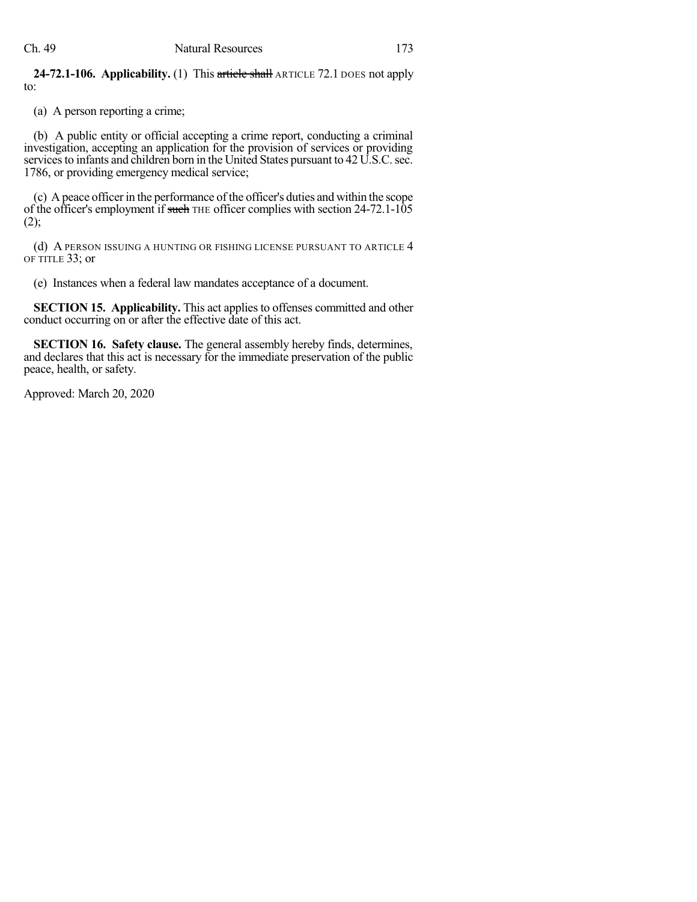**24-72.1-106. Applicability.** (1) This ~~article shall~~ ARTICLE 72.1 DOES not apply to:

(a) A person reporting a crime;

(b) A public entity or official accepting a crime report, conducting a criminal investigation, accepting an application for the provision of services or providing services to infants and children born in the United States pursuant to 42 U.S.C. sec. 1786, or providing emergency medical service;

(c) A peace officer in the performance of the officer's duties and within the scope of the officer's employment if ~~such~~ THE officer complies with section 24-72.1-105 (2);

(d) A PERSON ISSUING A HUNTING OR FISHING LICENSE PURSUANT TO ARTICLE 4 OF TITLE 33; or

(e) Instances when a federal law mandates acceptance of a document.

**SECTION 15. Applicability.** This act applies to offenses committed and other conduct occurring on or after the effective date of this act.

**SECTION 16. Safety clause.** The general assembly hereby finds, determines, and declares that this act is necessary for the immediate preservation of the public peace, health, or safety.

Approved: March 20, 2020